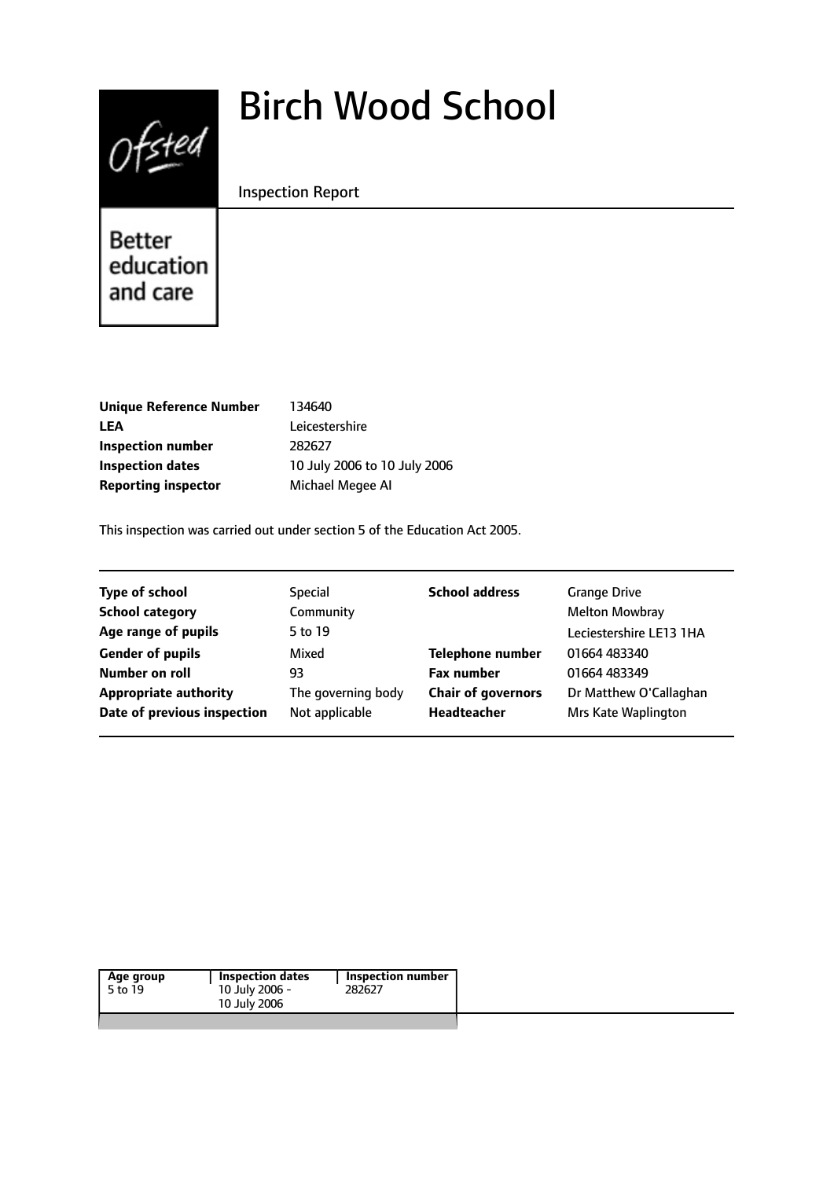# Birch Wood School

Inspection Report

Better education and care

| | |
|---|---|
| **Unique Reference Number** | 134640 |
| **LEA** | Leicestershire |
| **Inspection number** | 282627 |
| **Inspection dates** | 10 July 2006 to 10 July 2006 |
| **Reporting inspector** | Michael Megee AI |

This inspection was carried out under section 5 of the Education Act 2005.

| | | | |
|---|---|---|---|
| **Type of school** | Special | **School address** | Grange Drive |
| **School category** | Community | | Melton Mowbray |
| **Age range of pupils** | 5 to 19 | | Leciestershire LE13 1HA |
| **Gender of pupils** | Mixed | **Telephone number** | 01664 483340 |
| **Number on roll** | 93 | **Fax number** | 01664 483349 |
| **Appropriate authority** | The governing body | **Chair of governors** | Dr Matthew O'Callaghan |
| **Date of previous inspection** | Not applicable | **Headteacher** | Mrs Kate Waplington |

| Age group | Inspection dates | Inspection number |
|---|---|---|
| 5 to 19 | 10 July 2006 - 10 July 2006 | 282627 |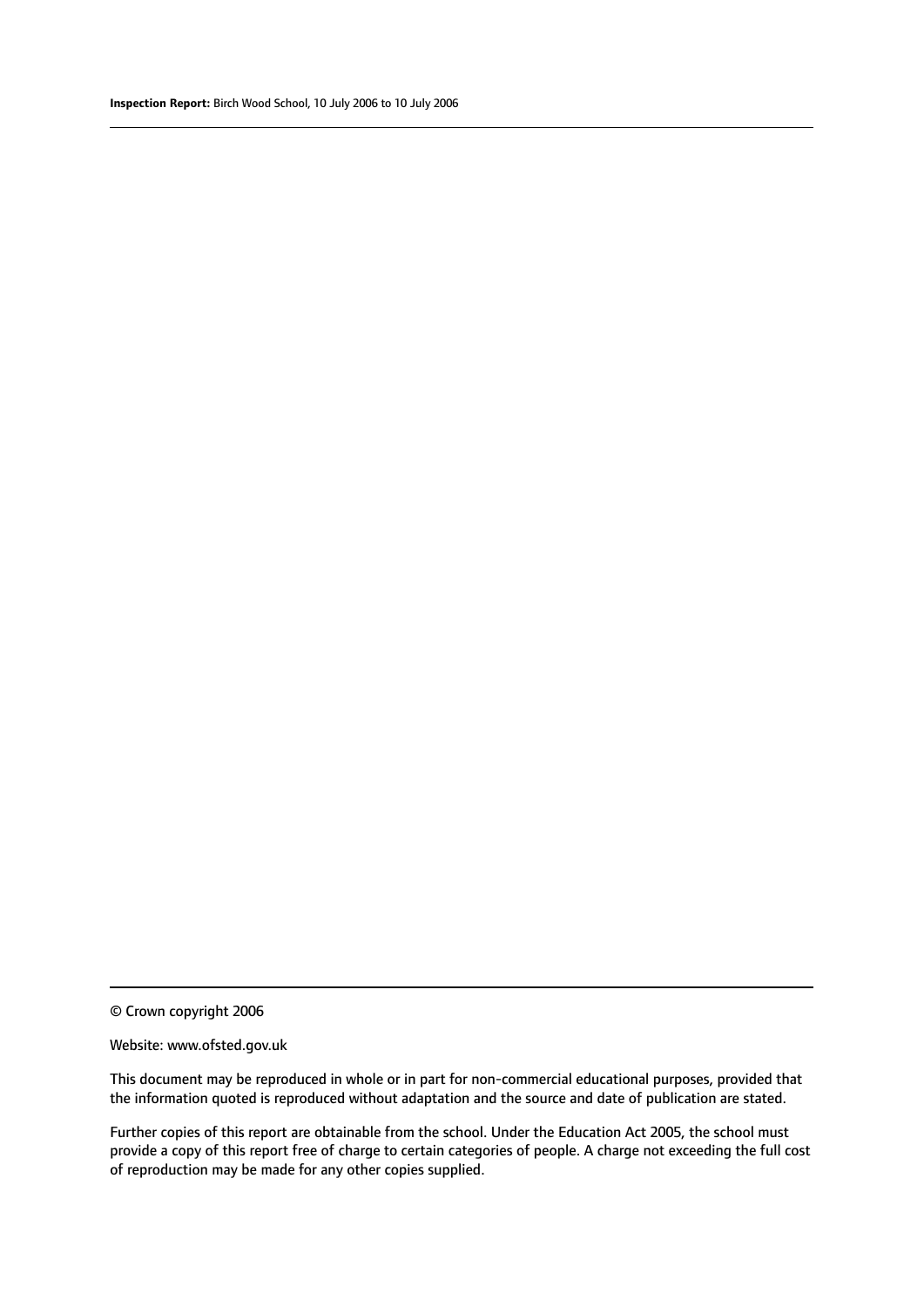© Crown copyright 2006

Website: www.ofsted.gov.uk

This document may be reproduced in whole or in part for non-commercial educational purposes, provided that the information quoted is reproduced without adaptation and the source and date of publication are stated.

Further copies of this report are obtainable from the school. Under the Education Act 2005, the school must provide a copy of this report free of charge to certain categories of people. A charge not exceeding the full cost of reproduction may be made for any other copies supplied.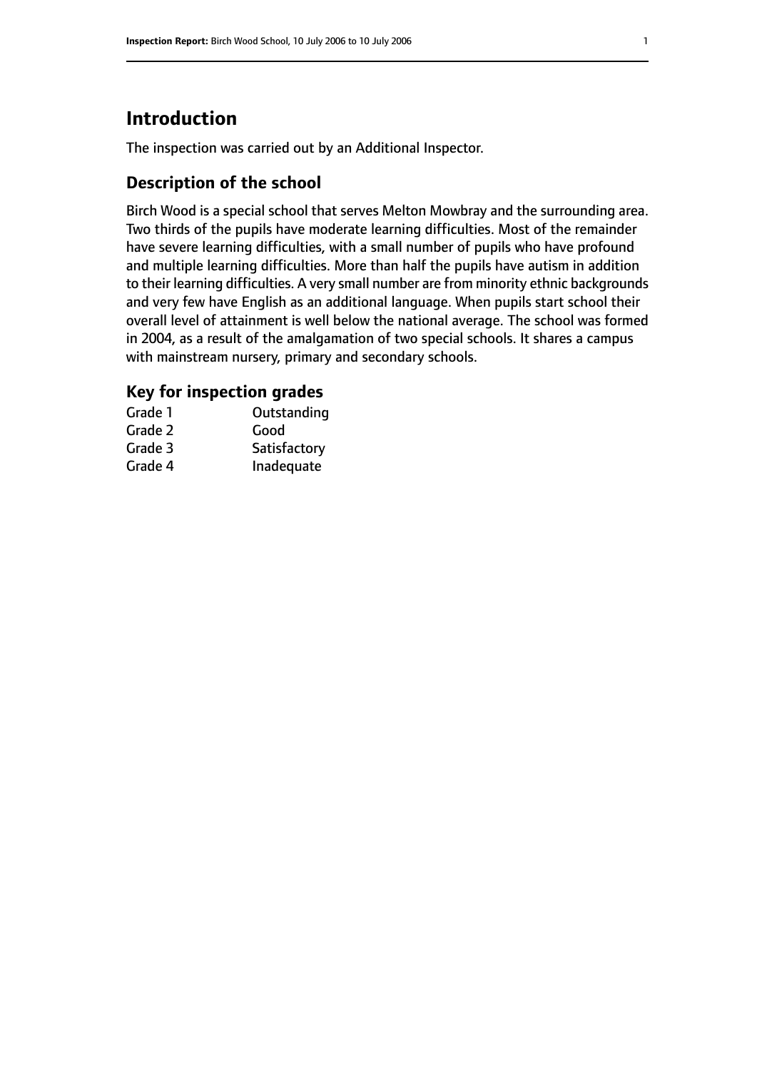# Introduction

The inspection was carried out by an Additional Inspector.

## Description of the school

Birch Wood is a special school that serves Melton Mowbray and the surrounding area. Two thirds of the pupils have moderate learning difficulties. Most of the remainder have severe learning difficulties, with a small number of pupils who have profound and multiple learning difficulties. More than half the pupils have autism in addition to their learning difficulties. A very small number are from minority ethnic backgrounds and very few have English as an additional language. When pupils start school their overall level of attainment is well below the national average. The school was formed in 2004, as a result of the amalgamation of two special schools. It shares a campus with mainstream nursery, primary and secondary schools.

## Key for inspection grades

| | |
|---|---|
| Grade 1 | Outstanding |
| Grade 2 | Good |
| Grade 3 | Satisfactory |
| Grade 4 | Inadequate |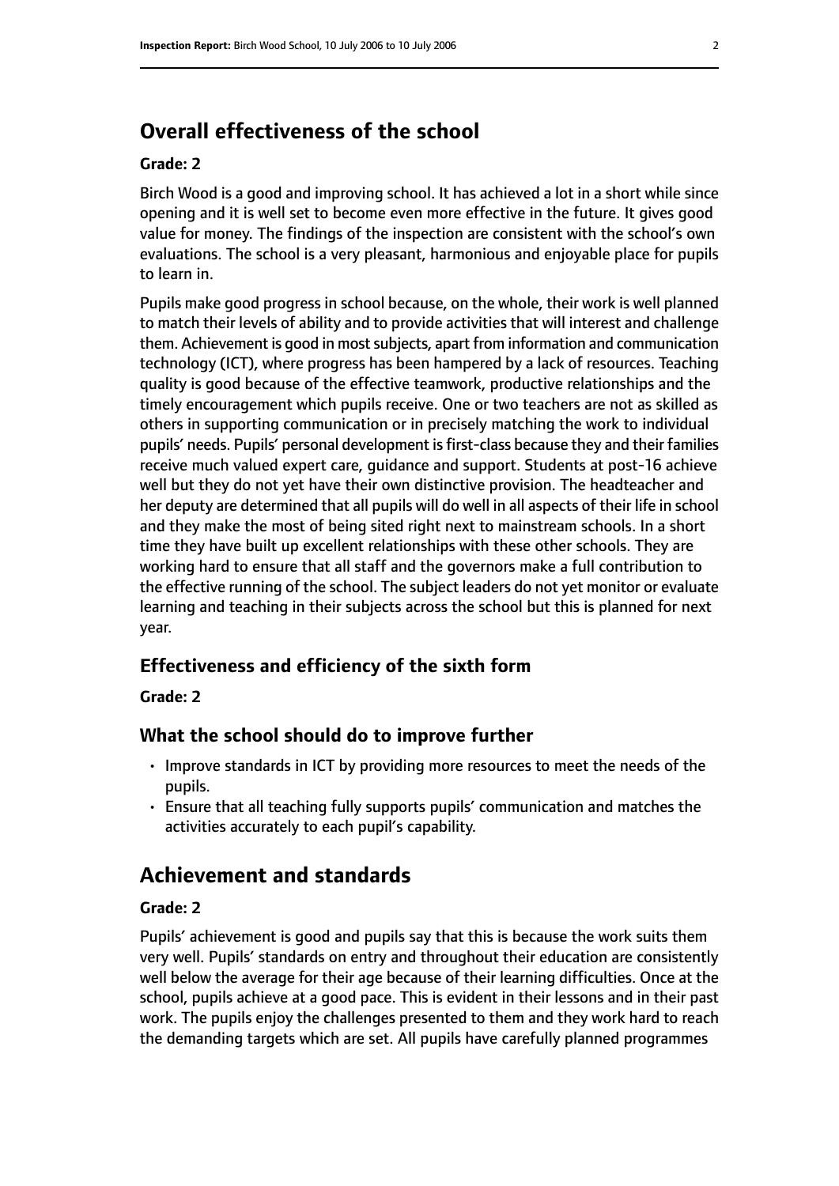## Overall effectiveness of the school

#### Grade: 2

Birch Wood is a good and improving school. It has achieved a lot in a short while since opening and it is well set to become even more effective in the future. It gives good value for money. The findings of the inspection are consistent with the school's own evaluations. The school is a very pleasant, harmonious and enjoyable place for pupils to learn in.

Pupils make good progress in school because, on the whole, their work is well planned to match their levels of ability and to provide activities that will interest and challenge them. Achievement is good in most subjects, apart from information and communication technology (ICT), where progress has been hampered by a lack of resources. Teaching quality is good because of the effective teamwork, productive relationships and the timely encouragement which pupils receive. One or two teachers are not as skilled as others in supporting communication or in precisely matching the work to individual pupils' needs. Pupils' personal development is first-class because they and their families receive much valued expert care, guidance and support. Students at post-16 achieve well but they do not yet have their own distinctive provision. The headteacher and her deputy are determined that all pupils will do well in all aspects of their life in school and they make the most of being sited right next to mainstream schools. In a short time they have built up excellent relationships with these other schools. They are working hard to ensure that all staff and the governors make a full contribution to the effective running of the school. The subject leaders do not yet monitor or evaluate learning and teaching in their subjects across the school but this is planned for next year.

### Effectiveness and efficiency of the sixth form

#### Grade: 2

### What the school should do to improve further

- Improve standards in ICT by providing more resources to meet the needs of the pupils.
- Ensure that all teaching fully supports pupils' communication and matches the activities accurately to each pupil's capability.

## Achievement and standards

#### Grade: 2

Pupils' achievement is good and pupils say that this is because the work suits them very well. Pupils' standards on entry and throughout their education are consistently well below the average for their age because of their learning difficulties. Once at the school, pupils achieve at a good pace. This is evident in their lessons and in their past work. The pupils enjoy the challenges presented to them and they work hard to reach the demanding targets which are set. All pupils have carefully planned programmes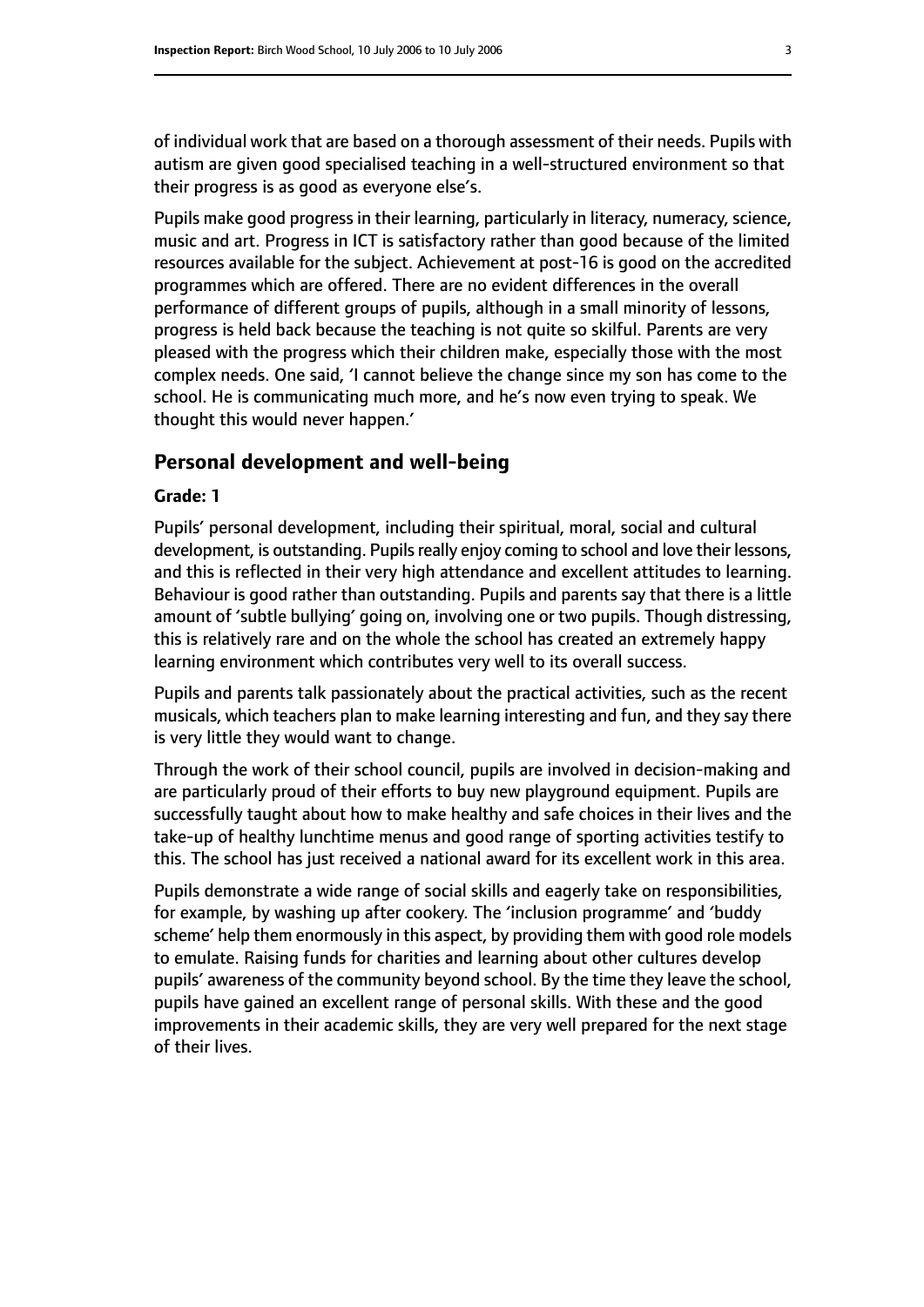of individual work that are based on a thorough assessment of their needs. Pupils with autism are given good specialised teaching in a well-structured environment so that their progress is as good as everyone else's.

Pupils make good progress in their learning, particularly in literacy, numeracy, science, music and art. Progress in ICT is satisfactory rather than good because of the limited resources available for the subject. Achievement at post-16 is good on the accredited programmes which are offered. There are no evident differences in the overall performance of different groups of pupils, although in a small minority of lessons, progress is held back because the teaching is not quite so skilful. Parents are very pleased with the progress which their children make, especially those with the most complex needs. One said, 'I cannot believe the change since my son has come to the school. He is communicating much more, and he's now even trying to speak. We thought this would never happen.'

## Personal development and well-being

**Grade: 1**

Pupils' personal development, including their spiritual, moral, social and cultural development, is outstanding. Pupils really enjoy coming to school and love their lessons, and this is reflected in their very high attendance and excellent attitudes to learning. Behaviour is good rather than outstanding. Pupils and parents say that there is a little amount of 'subtle bullying' going on, involving one or two pupils. Though distressing, this is relatively rare and on the whole the school has created an extremely happy learning environment which contributes very well to its overall success.

Pupils and parents talk passionately about the practical activities, such as the recent musicals, which teachers plan to make learning interesting and fun, and they say there is very little they would want to change.

Through the work of their school council, pupils are involved in decision-making and are particularly proud of their efforts to buy new playground equipment. Pupils are successfully taught about how to make healthy and safe choices in their lives and the take-up of healthy lunchtime menus and good range of sporting activities testify to this. The school has just received a national award for its excellent work in this area.

Pupils demonstrate a wide range of social skills and eagerly take on responsibilities, for example, by washing up after cookery. The 'inclusion programme' and 'buddy scheme' help them enormously in this aspect, by providing them with good role models to emulate. Raising funds for charities and learning about other cultures develop pupils' awareness of the community beyond school. By the time they leave the school, pupils have gained an excellent range of personal skills. With these and the good improvements in their academic skills, they are very well prepared for the next stage of their lives.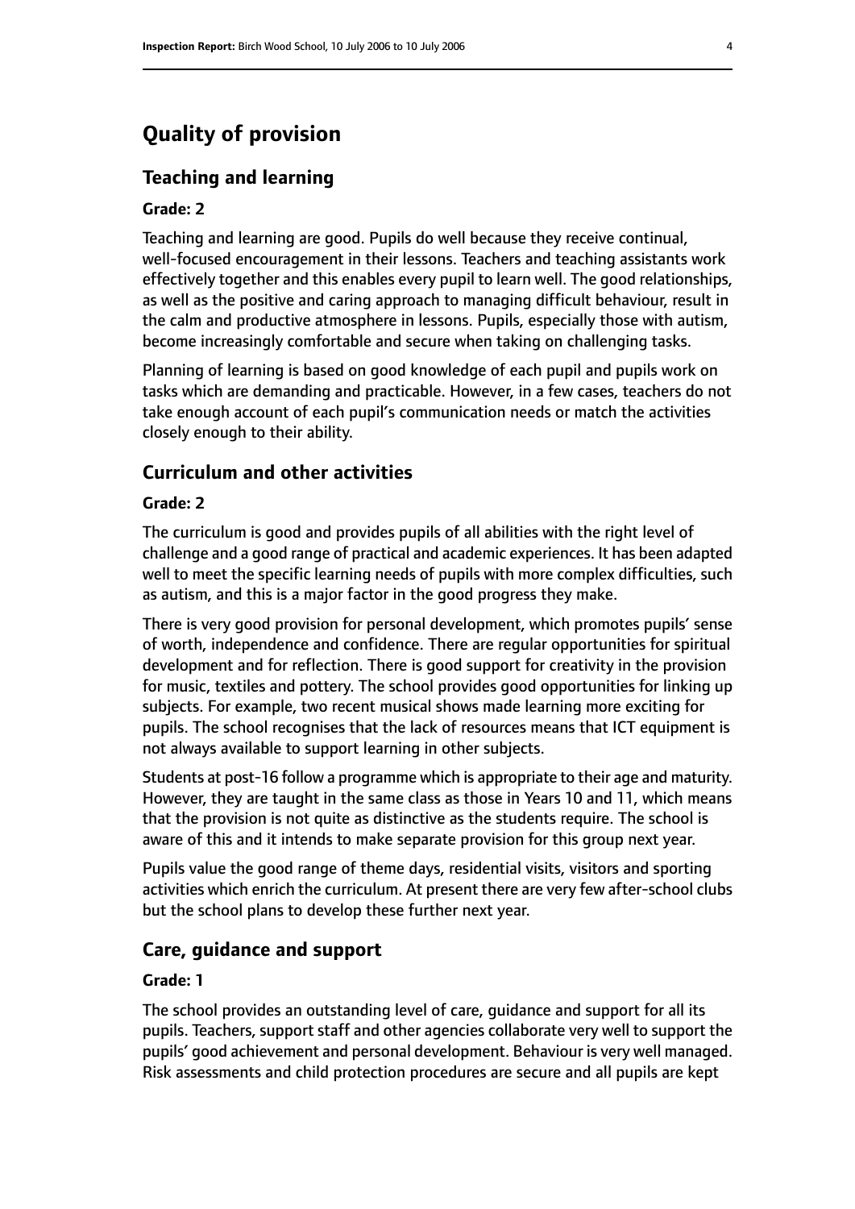# Quality of provision

## Teaching and learning

### Grade: 2

Teaching and learning are good. Pupils do well because they receive continual, well-focused encouragement in their lessons. Teachers and teaching assistants work effectively together and this enables every pupil to learn well. The good relationships, as well as the positive and caring approach to managing difficult behaviour, result in the calm and productive atmosphere in lessons. Pupils, especially those with autism, become increasingly comfortable and secure when taking on challenging tasks.

Planning of learning is based on good knowledge of each pupil and pupils work on tasks which are demanding and practicable. However, in a few cases, teachers do not take enough account of each pupil's communication needs or match the activities closely enough to their ability.

## Curriculum and other activities

### Grade: 2

The curriculum is good and provides pupils of all abilities with the right level of challenge and a good range of practical and academic experiences. It has been adapted well to meet the specific learning needs of pupils with more complex difficulties, such as autism, and this is a major factor in the good progress they make.

There is very good provision for personal development, which promotes pupils' sense of worth, independence and confidence. There are regular opportunities for spiritual development and for reflection. There is good support for creativity in the provision for music, textiles and pottery. The school provides good opportunities for linking up subjects. For example, two recent musical shows made learning more exciting for pupils. The school recognises that the lack of resources means that ICT equipment is not always available to support learning in other subjects.

Students at post-16 follow a programme which is appropriate to their age and maturity. However, they are taught in the same class as those in Years 10 and 11, which means that the provision is not quite as distinctive as the students require. The school is aware of this and it intends to make separate provision for this group next year.

Pupils value the good range of theme days, residential visits, visitors and sporting activities which enrich the curriculum. At present there are very few after-school clubs but the school plans to develop these further next year.

## Care, guidance and support

### Grade: 1

The school provides an outstanding level of care, guidance and support for all its pupils. Teachers, support staff and other agencies collaborate very well to support the pupils' good achievement and personal development. Behaviour is very well managed. Risk assessments and child protection procedures are secure and all pupils are kept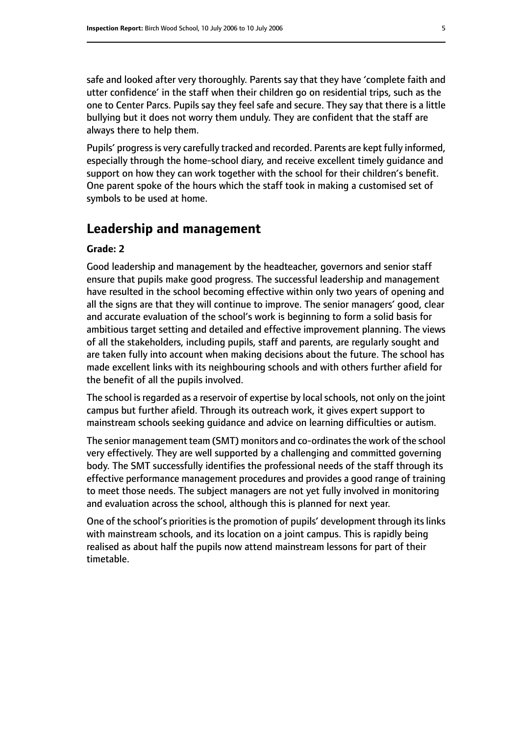safe and looked after very thoroughly. Parents say that they have 'complete faith and utter confidence' in the staff when their children go on residential trips, such as the one to Center Parcs. Pupils say they feel safe and secure. They say that there is a little bullying but it does not worry them unduly. They are confident that the staff are always there to help them.

Pupils' progress is very carefully tracked and recorded. Parents are kept fully informed, especially through the home-school diary, and receive excellent timely guidance and support on how they can work together with the school for their children's benefit. One parent spoke of the hours which the staff took in making a customised set of symbols to be used at home.

## Leadership and management

**Grade: 2**

Good leadership and management by the headteacher, governors and senior staff ensure that pupils make good progress. The successful leadership and management have resulted in the school becoming effective within only two years of opening and all the signs are that they will continue to improve. The senior managers' good, clear and accurate evaluation of the school's work is beginning to form a solid basis for ambitious target setting and detailed and effective improvement planning. The views of all the stakeholders, including pupils, staff and parents, are regularly sought and are taken fully into account when making decisions about the future. The school has made excellent links with its neighbouring schools and with others further afield for the benefit of all the pupils involved.

The school is regarded as a reservoir of expertise by local schools, not only on the joint campus but further afield. Through its outreach work, it gives expert support to mainstream schools seeking guidance and advice on learning difficulties or autism.

The senior management team (SMT) monitors and co-ordinates the work of the school very effectively. They are well supported by a challenging and committed governing body. The SMT successfully identifies the professional needs of the staff through its effective performance management procedures and provides a good range of training to meet those needs. The subject managers are not yet fully involved in monitoring and evaluation across the school, although this is planned for next year.

One of the school's priorities is the promotion of pupils' development through its links with mainstream schools, and its location on a joint campus. This is rapidly being realised as about half the pupils now attend mainstream lessons for part of their timetable.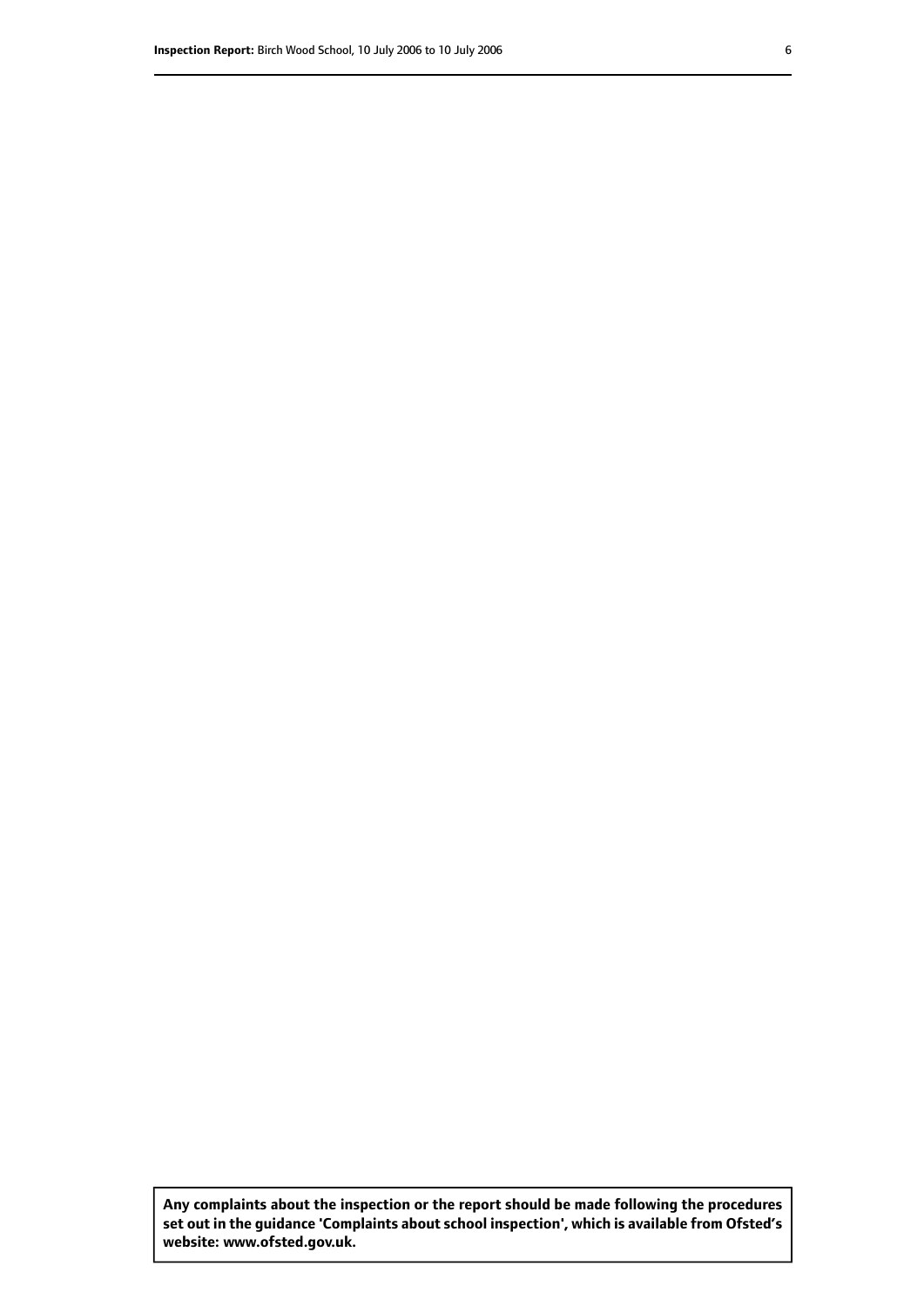**Any complaints about the inspection or the report should be made following the procedures set out in the guidance 'Complaints about school inspection', which is available from Ofsted's website: www.ofsted.gov.uk.**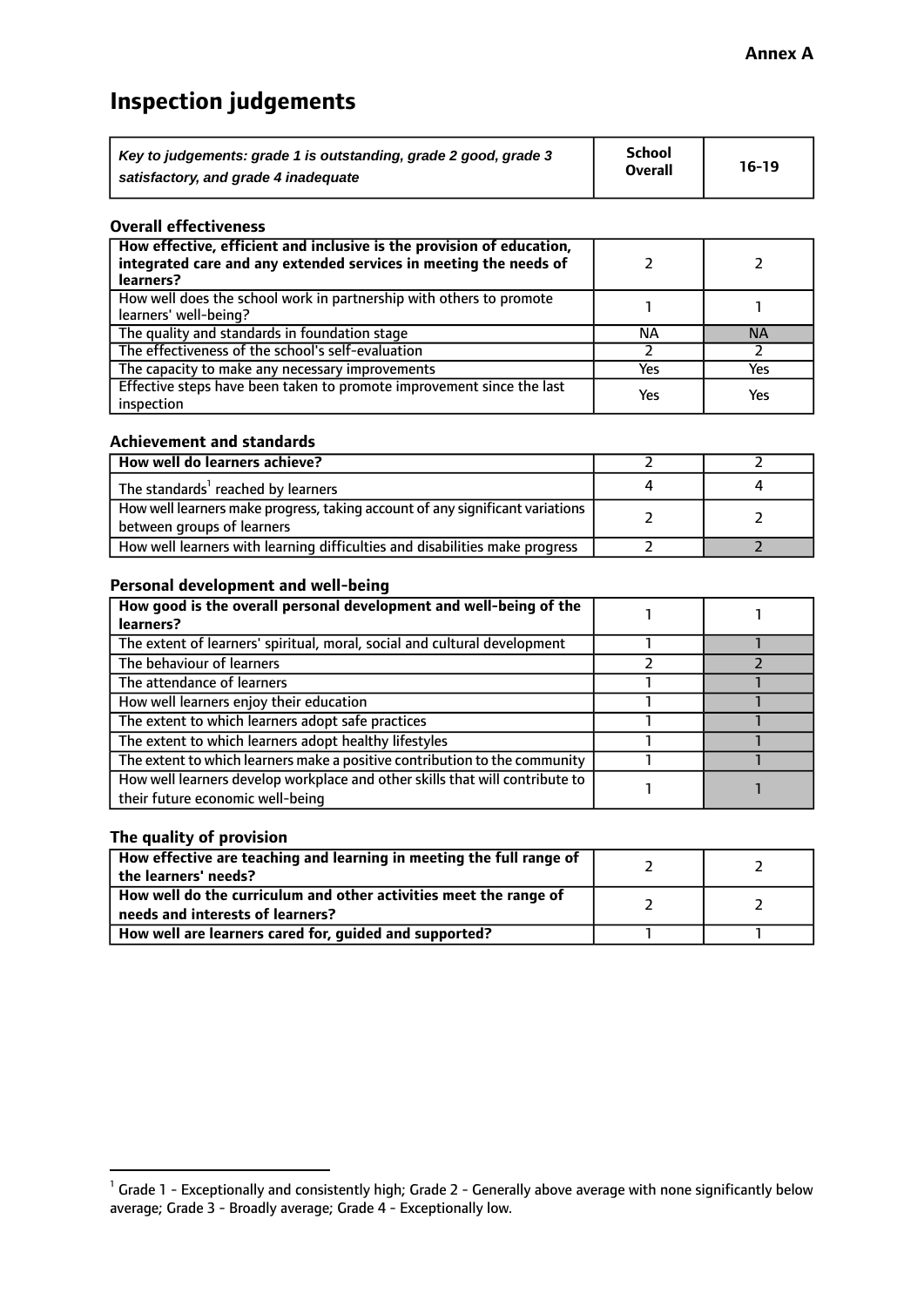**Annex A**

# Inspection judgements

| *Key to judgements: grade 1 is outstanding, grade 2 good, grade 3 satisfactory, and grade 4 inadequate* | **School Overall** | **16-19** |
|---|---|---|

### Overall effectiveness

| | | |
|---|---|---|
| **How effective, efficient and inclusive is the provision of education, integrated care and any extended services in meeting the needs of learners?** | 2 | 2 |
| How well does the school work in partnership with others to promote learners' well-being? | 1 | 1 |
| The quality and standards in foundation stage | NA | NA |
| The effectiveness of the school's self-evaluation | 2 | 2 |
| The capacity to make any necessary improvements | Yes | Yes |
| Effective steps have been taken to promote improvement since the last inspection | Yes | Yes |

### Achievement and standards

| | | |
|---|---|---|
| **How well do learners achieve?** | 2 | 2 |
| The standards[1] reached by learners | 4 | 4 |
| How well learners make progress, taking account of any significant variations between groups of learners | 2 | 2 |
| How well learners with learning difficulties and disabilities make progress | 2 | 2 |

### Personal development and well-being

| | | |
|---|---|---|
| **How good is the overall personal development and well-being of the learners?** | 1 | 1 |
| The extent of learners' spiritual, moral, social and cultural development | 1 | 1 |
| The behaviour of learners | 2 | 2 |
| The attendance of learners | 1 | 1 |
| How well learners enjoy their education | 1 | 1 |
| The extent to which learners adopt safe practices | 1 | 1 |
| The extent to which learners adopt healthy lifestyles | 1 | 1 |
| The extent to which learners make a positive contribution to the community | 1 | 1 |
| How well learners develop workplace and other skills that will contribute to their future economic well-being | 1 | 1 |

### The quality of provision

| | | |
|---|---|---|
| **How effective are teaching and learning in meeting the full range of the learners' needs?** | 2 | 2 |
| **How well do the curriculum and other activities meet the range of needs and interests of learners?** | 2 | 2 |
| **How well are learners cared for, guided and supported?** | 1 | 1 |

[1] Grade 1 - Exceptionally and consistently high; Grade 2 - Generally above average with none significantly below average; Grade 3 - Broadly average; Grade 4 - Exceptionally low.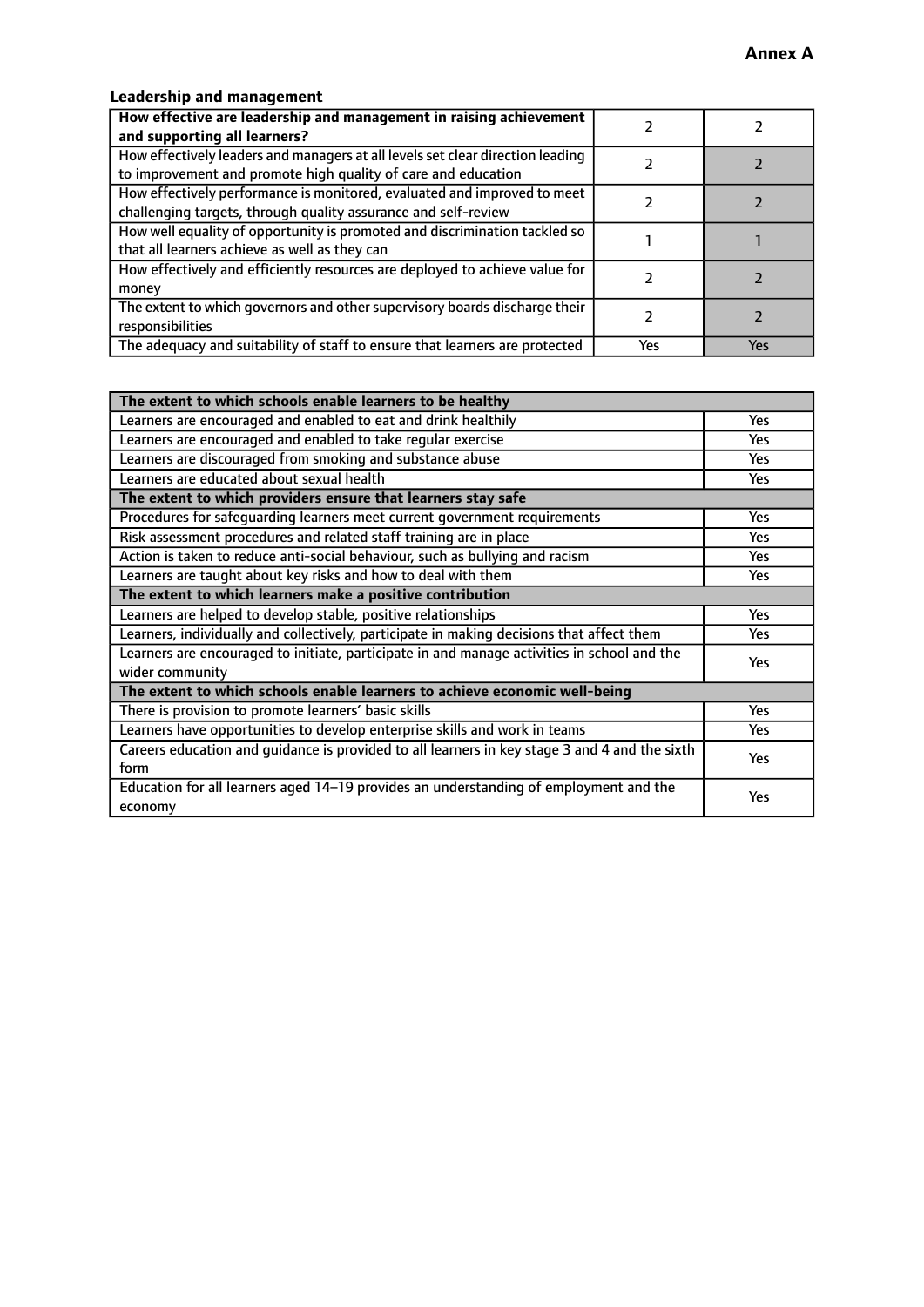**Annex A**

### Leadership and management

| How effective are leadership and management in raising achievement and supporting all learners? | 2 | 2 |
|---|---|---|
| How effectively leaders and managers at all levels set clear direction leading to improvement and promote high quality of care and education | 2 | 2 |
| How effectively performance is monitored, evaluated and improved to meet challenging targets, through quality assurance and self-review | 2 | 2 |
| How well equality of opportunity is promoted and discrimination tackled so that all learners achieve as well as they can | 1 | 1 |
| How effectively and efficiently resources are deployed to achieve value for money | 2 | 2 |
| The extent to which governors and other supervisory boards discharge their responsibilities | 2 | 2 |
| The adequacy and suitability of staff to ensure that learners are protected | Yes | Yes |

| **The extent to which schools enable learners to be healthy** | |
|---|---|
| Learners are encouraged and enabled to eat and drink healthily | Yes |
| Learners are encouraged and enabled to take regular exercise | Yes |
| Learners are discouraged from smoking and substance abuse | Yes |
| Learners are educated about sexual health | Yes |
| **The extent to which providers ensure that learners stay safe** | |
| Procedures for safeguarding learners meet current government requirements | Yes |
| Risk assessment procedures and related staff training are in place | Yes |
| Action is taken to reduce anti-social behaviour, such as bullying and racism | Yes |
| Learners are taught about key risks and how to deal with them | Yes |
| **The extent to which learners make a positive contribution** | |
| Learners are helped to develop stable, positive relationships | Yes |
| Learners, individually and collectively, participate in making decisions that affect them | Yes |
| Learners are encouraged to initiate, participate in and manage activities in school and the wider community | Yes |
| **The extent to which schools enable learners to achieve economic well-being** | |
| There is provision to promote learners' basic skills | Yes |
| Learners have opportunities to develop enterprise skills and work in teams | Yes |
| Careers education and guidance is provided to all learners in key stage 3 and 4 and the sixth form | Yes |
| Education for all learners aged 14–19 provides an understanding of employment and the economy | Yes |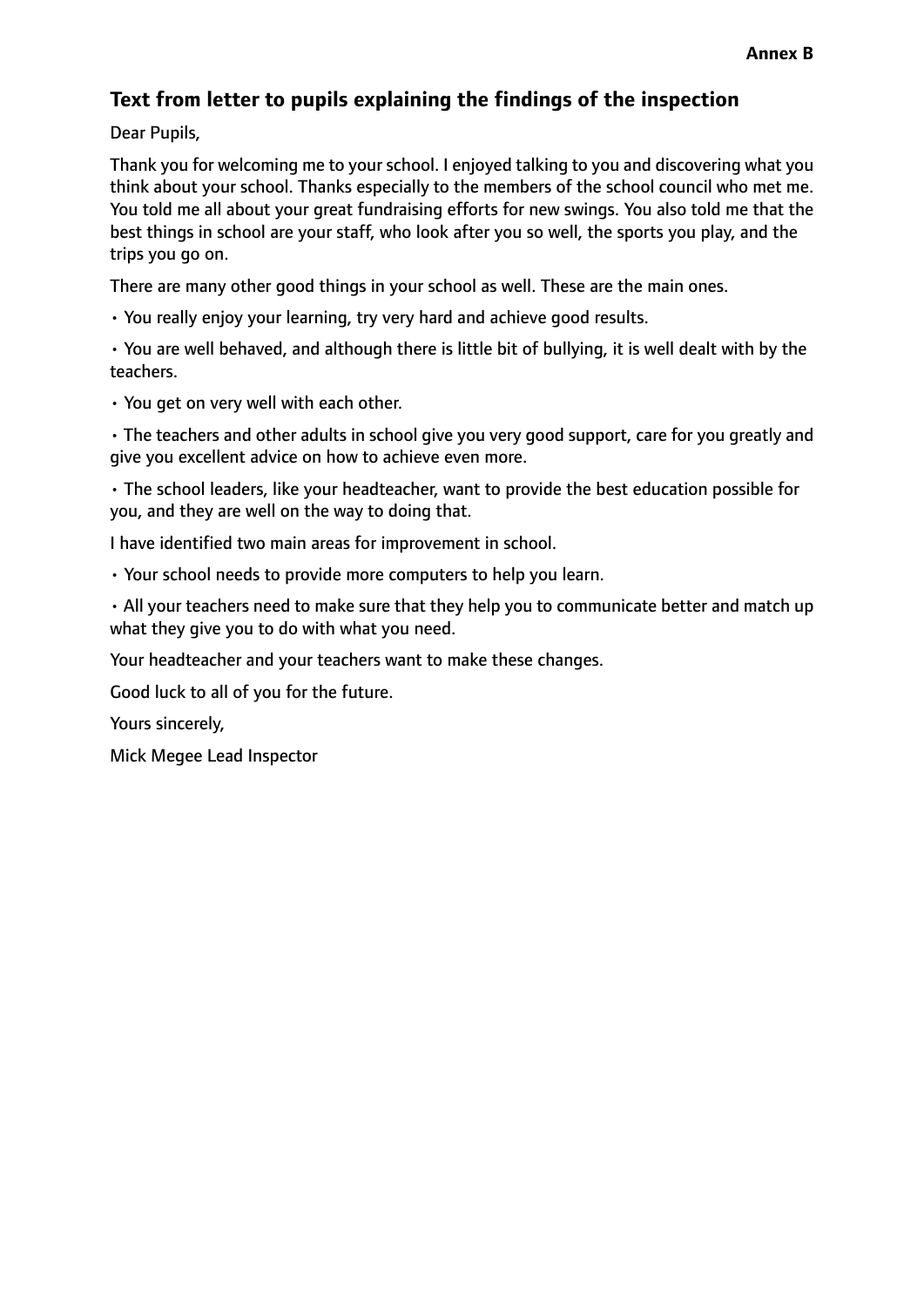**Annex B**

## Text from letter to pupils explaining the findings of the inspection

Dear Pupils,

Thank you for welcoming me to your school. I enjoyed talking to you and discovering what you think about your school. Thanks especially to the members of the school council who met me. You told me all about your great fundraising efforts for new swings. You also told me that the best things in school are your staff, who look after you so well, the sports you play, and the trips you go on.

There are many other good things in your school as well. These are the main ones.

- You really enjoy your learning, try very hard and achieve good results.
- You are well behaved, and although there is little bit of bullying, it is well dealt with by the teachers.
- You get on very well with each other.
- The teachers and other adults in school give you very good support, care for you greatly and give you excellent advice on how to achieve even more.
- The school leaders, like your headteacher, want to provide the best education possible for you, and they are well on the way to doing that.

I have identified two main areas for improvement in school.

- Your school needs to provide more computers to help you learn.
- All your teachers need to make sure that they help you to communicate better and match up what they give you to do with what you need.

Your headteacher and your teachers want to make these changes.

Good luck to all of you for the future.

Yours sincerely,

Mick Megee Lead Inspector